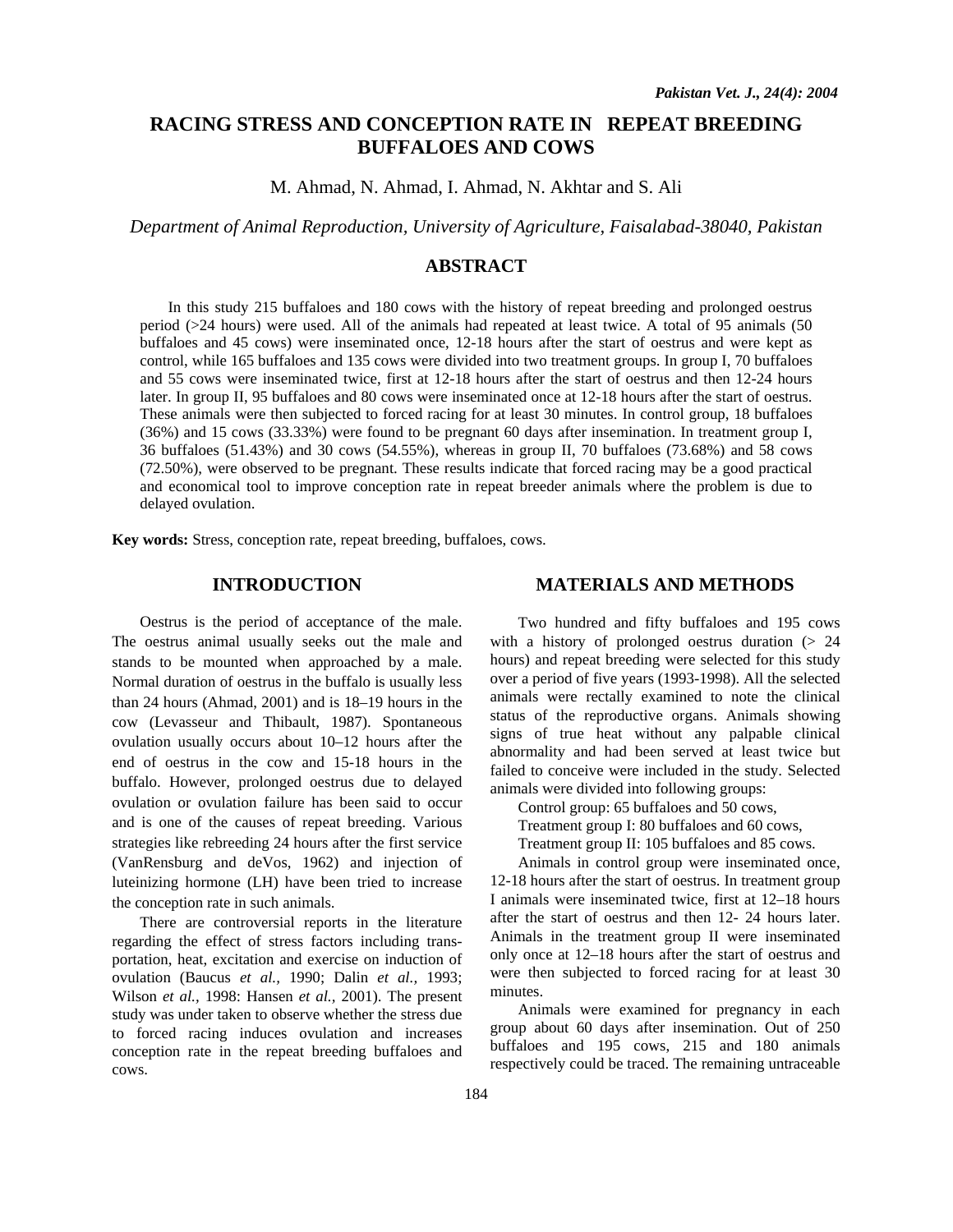# RACING STRESS AND CONCEPTION RATE IN REPEAT BREEDING BUFFALOES AND COWS

M. Ahmad, N. Ahmad, I. Ahmad, N. Akhtar and S. Ali

*Department of Animal Reproduction, University of Agriculture, Faisalabad-38040, Pakistan*

## ABSTRACT

In this study 215 buffaloes and 180 cows with the history of repeat breeding and prolonged oestrus period (>24 hours) were used. All of the animals had repeated at least twice. A total of 95 animals (50 buffaloes and 45 cows) were inseminated once, 12-18 hours after the start of oestrus and were kept as control, while 165 buffaloes and 135 cows were divided into two treatment groups. In group I, 70 buffaloes and 55 cows were inseminated twice, first at 12-18 hours after the start of oestrus and then 12-24 hours later. In group II, 95 buffaloes and 80 cows were inseminated once at 12-18 hours after the start of oestrus. These animals were then subjected to forced racing for at least 30 minutes. In control group, 18 buffaloes (36%) and 15 cows (33.33%) were found to be pregnant 60 days after insemination. In treatment group I, 36 buffaloes (51.43%) and 30 cows (54.55%), whereas in group II, 70 buffaloes (73.68%) and 58 cows (72.50%), were observed to be pregnant. These results indicate that forced racing may be a good practical and economical tool to improve conception rate in repeat breeder animals where the problem is due to delayed ovulation.

**Key words:** Stress, conception rate, repeat breeding, buffaloes, cows.

## INTRODUCTION

Oestrus is the period of acceptance of the male. The oestrus animal usually seeks out the male and stands to be mounted when approached by a male. Normal duration of oestrus in the buffalo is usually less than 24 hours (Ahmad, 2001) and is 18–19 hours in the cow (Levasseur and Thibault, 1987). Spontaneous ovulation usually occurs about 10–12 hours after the end of oestrus in the cow and 15-18 hours in the buffalo. However, prolonged oestrus due to delayed ovulation or ovulation failure has been said to occur and is one of the causes of repeat breeding. Various strategies like rebreeding 24 hours after the first service (VanRensburg and deVos, 1962) and injection of luteinizing hormone (LH) have been tried to increase the conception rate in such animals.

There are controversial reports in the literature regarding the effect of stress factors including transportation, heat, excitation and exercise on induction of ovulation (Baucus *et al.,* 1990; Dalin *et al.,* 1993; Wilson *et al.,* 1998: Hansen *et al.,* 2001). The present study was under taken to observe whether the stress due to forced racing induces ovulation and increases conception rate in the repeat breeding buffaloes and cows.

## MATERIALS AND METHODS

Two hundred and fifty buffaloes and 195 cows with a history of prolonged oestrus duration (> 24 hours) and repeat breeding were selected for this study over a period of five years (1993-1998). All the selected animals were rectally examined to note the clinical status of the reproductive organs. Animals showing signs of true heat without any palpable clinical abnormality and had been served at least twice but failed to conceive were included in the study. Selected animals were divided into following groups:

Control group: 65 buffaloes and 50 cows,

Treatment group I: 80 buffaloes and 60 cows,

Treatment group II: 105 buffaloes and 85 cows.

Animals in control group were inseminated once, 12-18 hours after the start of oestrus. In treatment group I animals were inseminated twice, first at 12–18 hours after the start of oestrus and then 12- 24 hours later. Animals in the treatment group II were inseminated only once at 12–18 hours after the start of oestrus and were then subjected to forced racing for at least 30 minutes.

Animals were examined for pregnancy in each group about 60 days after insemination. Out of 250 buffaloes and 195 cows, 215 and 180 animals respectively could be traced. The remaining untraceable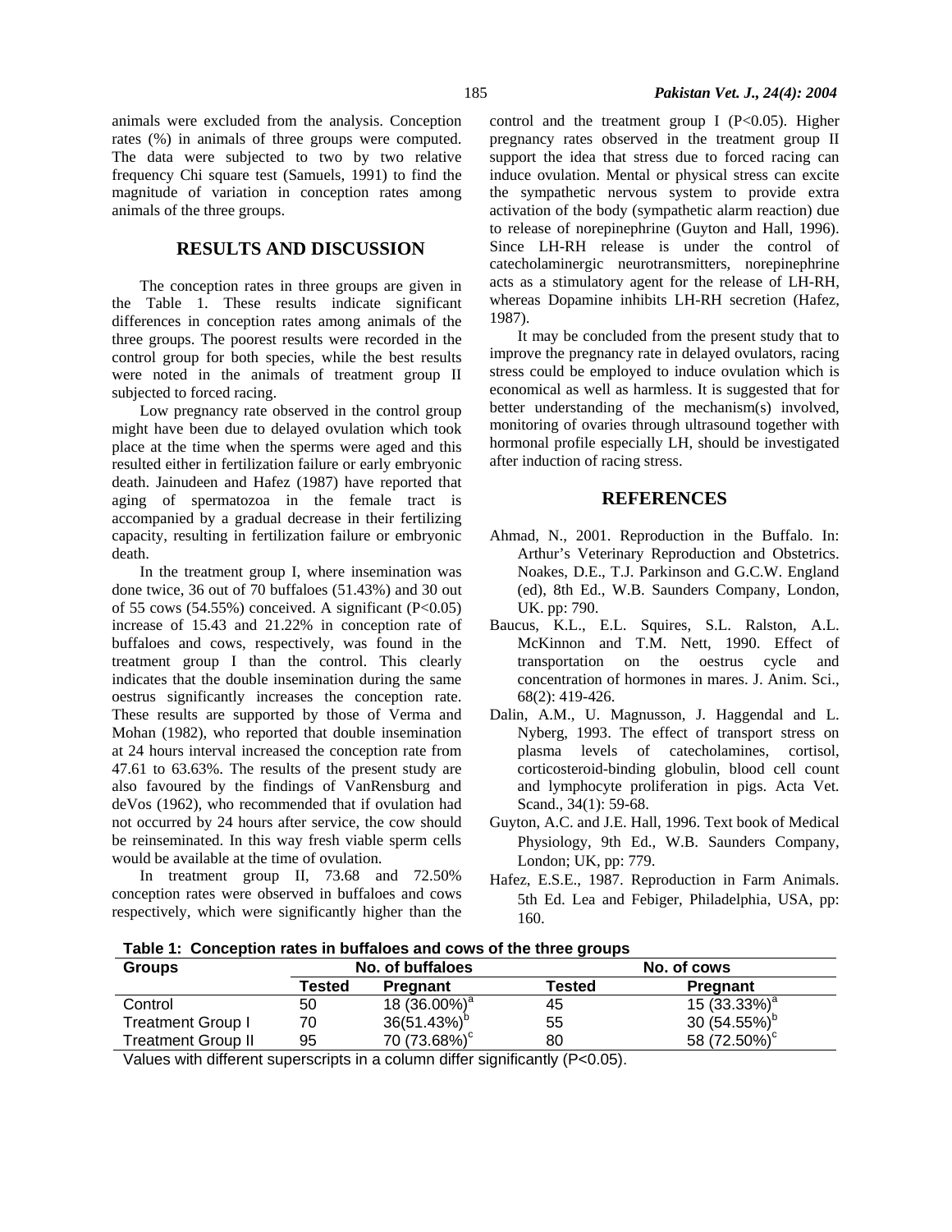animals were excluded from the analysis. Conception rates (%) in animals of three groups were computed. The data were subjected to two by two relative frequency Chi square test (Samuels, 1991) to find the magnitude of variation in conception rates among animals of the three groups.

## RESULTS AND DISCUSSION

The conception rates in three groups are given in the Table 1. These results indicate significant differences in conception rates among animals of the three groups. The poorest results were recorded in the control group for both species, while the best results were noted in the animals of treatment group II subjected to forced racing.

Low pregnancy rate observed in the control group might have been due to delayed ovulation which took place at the time when the sperms were aged and this resulted either in fertilization failure or early embryonic death. Jainudeen and Hafez (1987) have reported that aging of spermatozoa in the female tract is accompanied by a gradual decrease in their fertilizing capacity, resulting in fertilization failure or embryonic death.

In the treatment group I, where insemination was done twice, 36 out of 70 buffaloes (51.43%) and 30 out of 55 cows (54.55%) conceived. A significant ($P<0.05$) increase of 15.43 and 21.22% in conception rate of buffaloes and cows, respectively, was found in the treatment group I than the control. This clearly indicates that the double insemination during the same oestrus significantly increases the conception rate. These results are supported by those of Verma and Mohan (1982), who reported that double insemination at 24 hours interval increased the conception rate from 47.61 to 63.63%. The results of the present study are also favoured by the findings of VanRensburg and deVos (1962), who recommended that if ovulation had not occurred by 24 hours after service, the cow should be reinseminated. In this way fresh viable sperm cells would be available at the time of ovulation.

In treatment group II, 73.68 and 72.50% conception rates were observed in buffaloes and cows respectively, which were significantly higher than the control and the treatment group I ($P<0.05$). Higher pregnancy rates observed in the treatment group II support the idea that stress due to forced racing can induce ovulation. Mental or physical stress can excite the sympathetic nervous system to provide extra activation of the body (sympathetic alarm reaction) due to release of norepinephrine (Guyton and Hall, 1996). Since LH-RH release is under the control of catecholaminergic neurotransmitters, norepinephrine acts as a stimulatory agent for the release of LH-RH, whereas Dopamine inhibits LH-RH secretion (Hafez, 1987).

It may be concluded from the present study that to improve the pregnancy rate in delayed ovulators, racing stress could be employed to induce ovulation which is economical as well as harmless. It is suggested that for better understanding of the mechanism(s) involved, monitoring of ovaries through ultrasound together with hormonal profile especially LH, should be investigated after induction of racing stress.

**Table 1: Conception rates in buffaloes and cows of the three groups**

| Groups | No. of buffaloes | | No. of cows | |
|---|---|---|---|---|
| | Tested | Pregnant | Tested | Pregnant |
| Control | 50 | 18 (36.00%)[a] | 45 | 15 (33.33%)[a] |
| Treatment Group I | 70 | 36(51.43%)[b] | 55 | 30 (54.55%)[b] |
| Treatment Group II | 95 | 70 (73.68%)[c] | 80 | 58 (72.50%)[c] |

Values with different superscripts in a column differ significantly ($P<0.05$).

## REFERENCES

- Ahmad, N., 2001. Reproduction in the Buffalo. In: Arthur's Veterinary Reproduction and Obstetrics. Noakes, D.E., T.J. Parkinson and G.C.W. England (ed), 8th Ed., W.B. Saunders Company, London, UK. pp: 790.
- Baucus, K.L., E.L. Squires, S.L. Ralston, A.L. McKinnon and T.M. Nett, 1990. Effect of transportation on the oestrus cycle and concentration of hormones in mares. J. Anim. Sci., 68(2): 419-426.
- Dalin, A.M., U. Magnusson, J. Haggendal and L. Nyberg, 1993. The effect of transport stress on plasma levels of catecholamines, cortisol, corticosteroid-binding globulin, blood cell count and lymphocyte proliferation in pigs. Acta Vet. Scand., 34(1): 59-68.
- Guyton, A.C. and J.E. Hall, 1996. Text book of Medical Physiology, 9th Ed., W.B. Saunders Company, London; UK, pp: 779.
- Hafez, E.S.E., 1987. Reproduction in Farm Animals. 5th Ed. Lea and Febiger, Philadelphia, USA, pp: 160.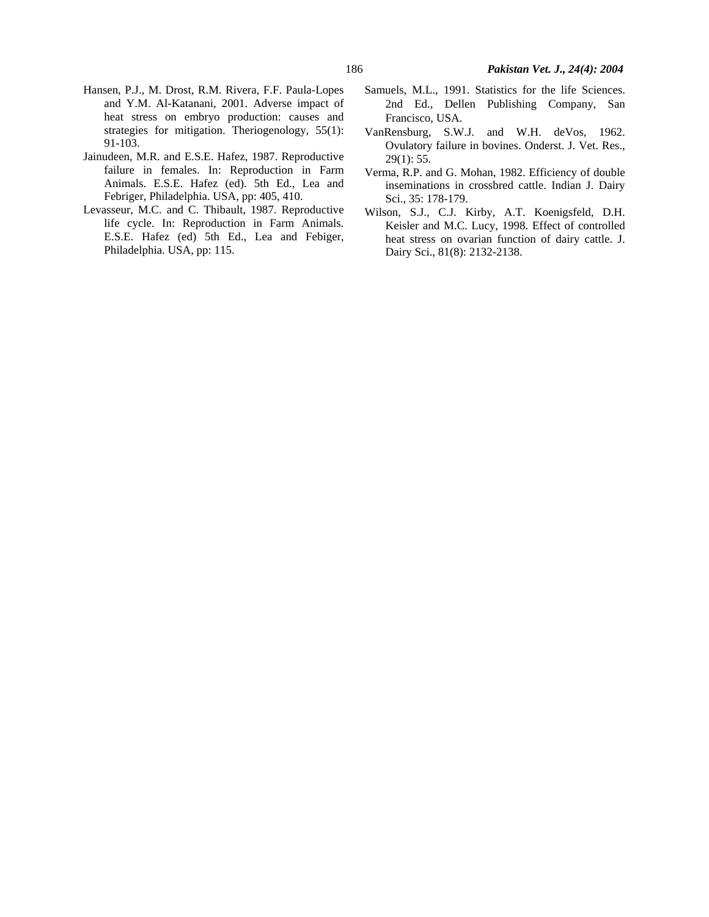Hansen, P.J., M. Drost, R.M. Rivera, F.F. Paula-Lopes and Y.M. Al-Katanani, 2001. Adverse impact of heat stress on embryo production: causes and strategies for mitigation. Theriogenology, 55(1): 91-103.

Jainudeen, M.R. and E.S.E. Hafez, 1987. Reproductive failure in females. In: Reproduction in Farm Animals. E.S.E. Hafez (ed). 5th Ed., Lea and Febriger, Philadelphia. USA, pp: 405, 410.

Levasseur, M.C. and C. Thibault, 1987. Reproductive life cycle. In: Reproduction in Farm Animals. E.S.E. Hafez (ed) 5th Ed., Lea and Febiger, Philadelphia. USA, pp: 115.

Samuels, M.L., 1991. Statistics for the life Sciences. 2nd Ed., Dellen Publishing Company, San Francisco, USA.

VanRensburg, S.W.J. and W.H. deVos, 1962. Ovulatory failure in bovines. Onderst. J. Vet. Res., 29(1): 55.

Verma, R.P. and G. Mohan, 1982. Efficiency of double inseminations in crossbred cattle. Indian J. Dairy Sci., 35: 178-179.

Wilson, S.J., C.J. Kirby, A.T. Koenigsfeld, D.H. Keisler and M.C. Lucy, 1998. Effect of controlled heat stress on ovarian function of dairy cattle. J. Dairy Sci., 81(8): 2132-2138.